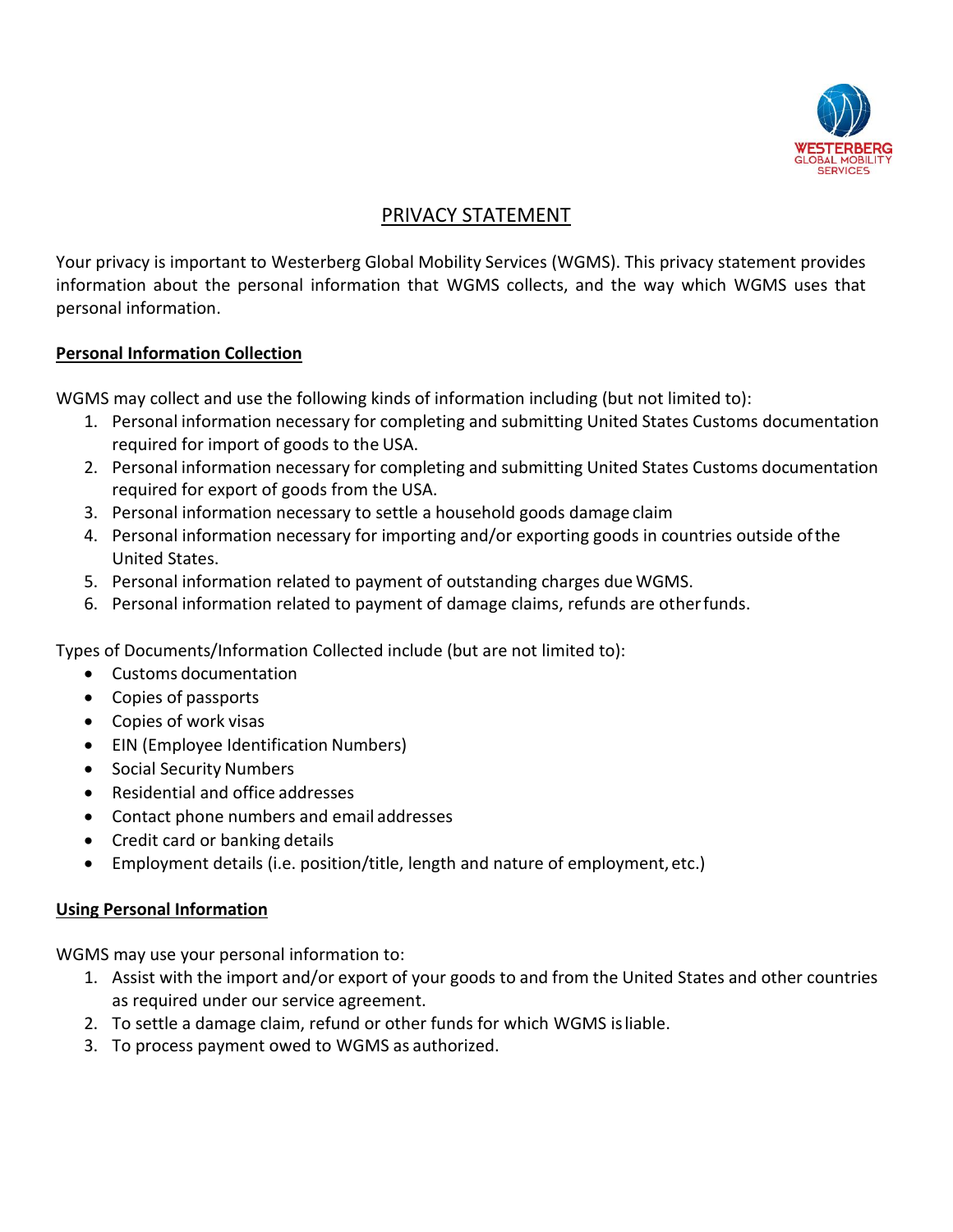# PRIVACY STATEMENT

Your privacy is important to Westerberg Global Mobility Services (WGMS). This privacy statement provides information about the personal information that WGMS collects, and the way which WGMS uses that personal information.

## Personal Information Collection

WGMS may collect and use the following kinds of information including (but not limited to):

1. Personal information necessary for completing and submitting United States Customs documentation required for import of goods to the USA.
2. Personal information necessary for completing and submitting United States Customs documentation required for export of goods from the USA.
3. Personal information necessary to settle a household goods damage claim
4. Personal information necessary for importing and/or exporting goods in countries outside of the United States.
5. Personal information related to payment of outstanding charges due WGMS.
6. Personal information related to payment of damage claims, refunds are other funds.

Types of Documents/Information Collected include (but are not limited to):

- Customs documentation
- Copies of passports
- Copies of work visas
- EIN (Employee Identification Numbers)
- Social Security Numbers
- Residential and office addresses
- Contact phone numbers and email addresses
- Credit card or banking details
- Employment details (i.e. position/title, length and nature of employment, etc.)

## Using Personal Information

WGMS may use your personal information to:

1. Assist with the import and/or export of your goods to and from the United States and other countries as required under our service agreement.
2. To settle a damage claim, refund or other funds for which WGMS is liable.
3. To process payment owed to WGMS as authorized.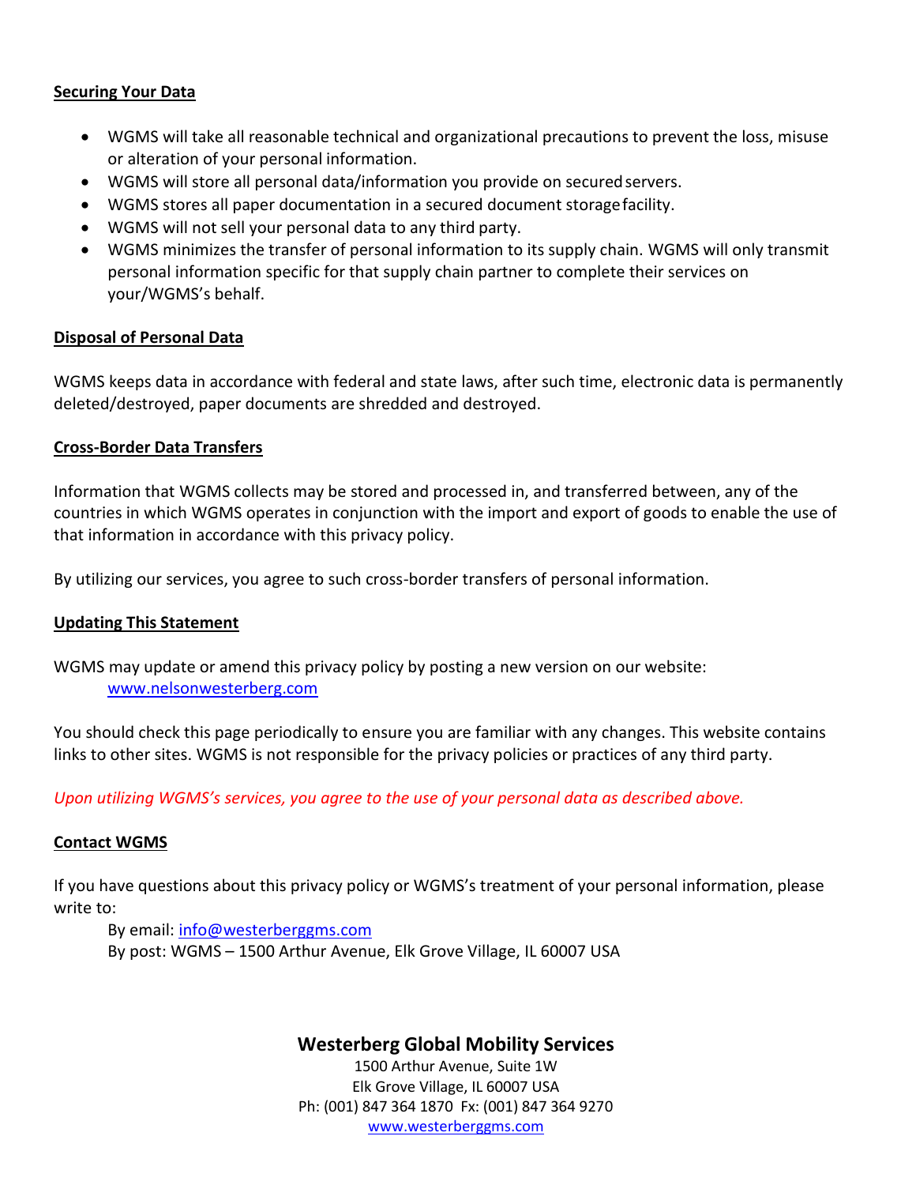## Securing Your Data

- WGMS will take all reasonable technical and organizational precautions to prevent the loss, misuse or alteration of your personal information.
- WGMS will store all personal data/information you provide on secured servers.
- WGMS stores all paper documentation in a secured document storage facility.
- WGMS will not sell your personal data to any third party.
- WGMS minimizes the transfer of personal information to its supply chain. WGMS will only transmit personal information specific for that supply chain partner to complete their services on your/WGMS's behalf.

## Disposal of Personal Data

WGMS keeps data in accordance with federal and state laws, after such time, electronic data is permanently deleted/destroyed, paper documents are shredded and destroyed.

## Cross-Border Data Transfers

Information that WGMS collects may be stored and processed in, and transferred between, any of the countries in which WGMS operates in conjunction with the import and export of goods to enable the use of that information in accordance with this privacy policy.

By utilizing our services, you agree to such cross-border transfers of personal information.

## Updating This Statement

WGMS may update or amend this privacy policy by posting a new version on our website:
[www.nelsonwesterberg.com](http://www.nelsonwesterberg.com)

You should check this page periodically to ensure you are familiar with any changes. This website contains links to other sites. WGMS is not responsible for the privacy policies or practices of any third party.

*Upon utilizing WGMS's services, you agree to the use of your personal data as described above.*

## Contact WGMS

If you have questions about this privacy policy or WGMS's treatment of your personal information, please write to:

By email: [info@westerberggms.com](mailto:info@westerberggms.com)
By post: WGMS – 1500 Arthur Avenue, Elk Grove Village, IL 60007 USA

**Westerberg Global Mobility Services**
1500 Arthur Avenue, Suite 1W
Elk Grove Village, IL 60007 USA
Ph: (001) 847 364 1870 Fx: (001) 847 364 9270
[www.westerberggms.com](http://www.westerberggms.com)